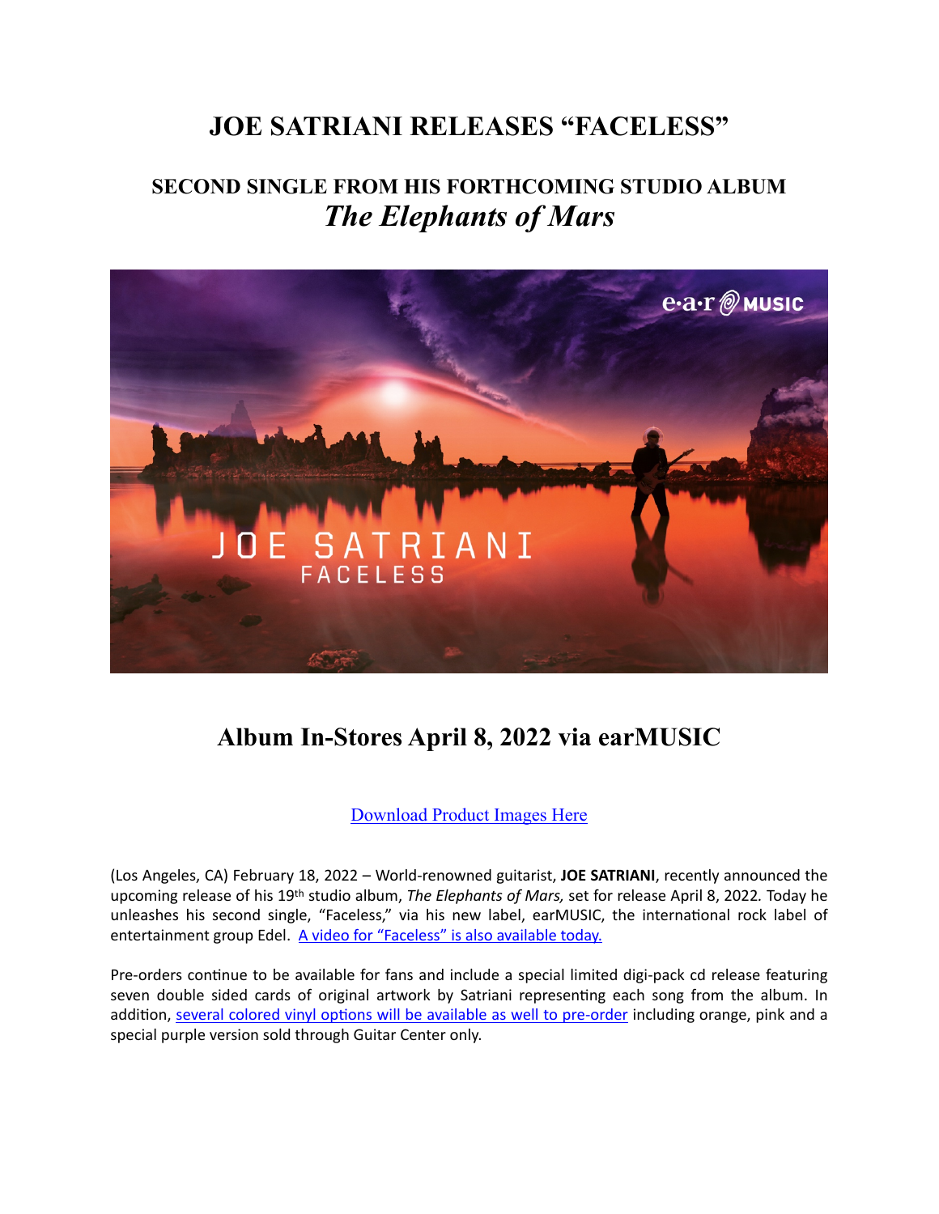# JOE SATRIANI RELEASES "FACELESS"

## SECOND SINGLE FROM HIS FORTHCOMING STUDIO ALBUM
## *The Elephants of Mars*

## Album In-Stores April 8, 2022 via earMUSIC

[Download Product Images Here]

(Los Angeles, CA) February 18, 2022 – World-renowned guitarist, **JOE SATRIANI**, recently announced the upcoming release of his 19th studio album, *The Elephants of Mars,* set for release April 8, 2022*.* Today he unleashes his second single, "Faceless," via his new label, earMUSIC, the international rock label of entertainment group Edel. [A video for "Faceless" is also available today.]

Pre-orders continue to be available for fans and include a special limited digi-pack cd release featuring seven double sided cards of original artwork by Satriani representing each song from the album. In addition, [several colored vinyl options will be available as well to pre-order] including orange, pink and a special purple version sold through Guitar Center only.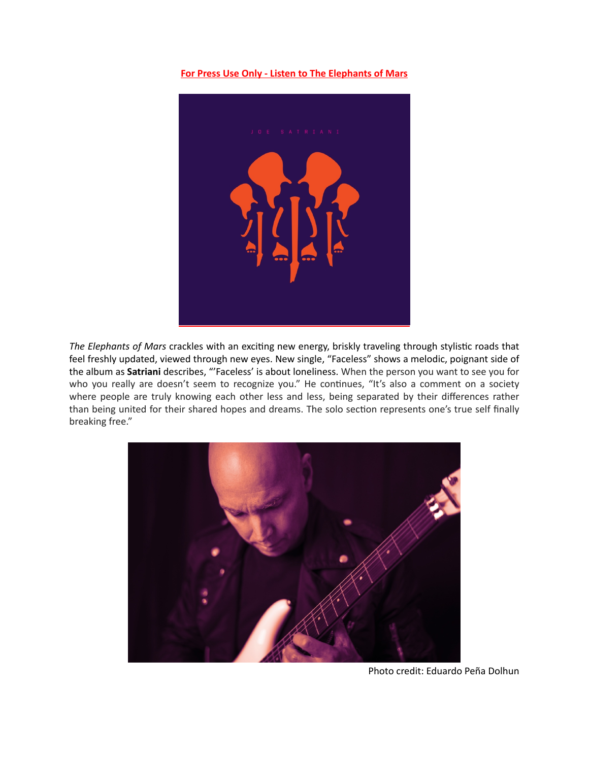**For Press Use Only - Listen to The Elephants of Mars**

*The Elephants of Mars* crackles with an exciting new energy, briskly traveling through stylistic roads that feel freshly updated, viewed through new eyes. New single, "Faceless" shows a melodic, poignant side of the album as **Satriani** describes, "'Faceless' is about loneliness. When the person you want to see you for who you really are doesn't seem to recognize you." He continues, "It's also a comment on a society where people are truly knowing each other less and less, being separated by their differences rather than being united for their shared hopes and dreams. The solo section represents one's true self finally breaking free."

Photo credit: Eduardo Peña Dolhun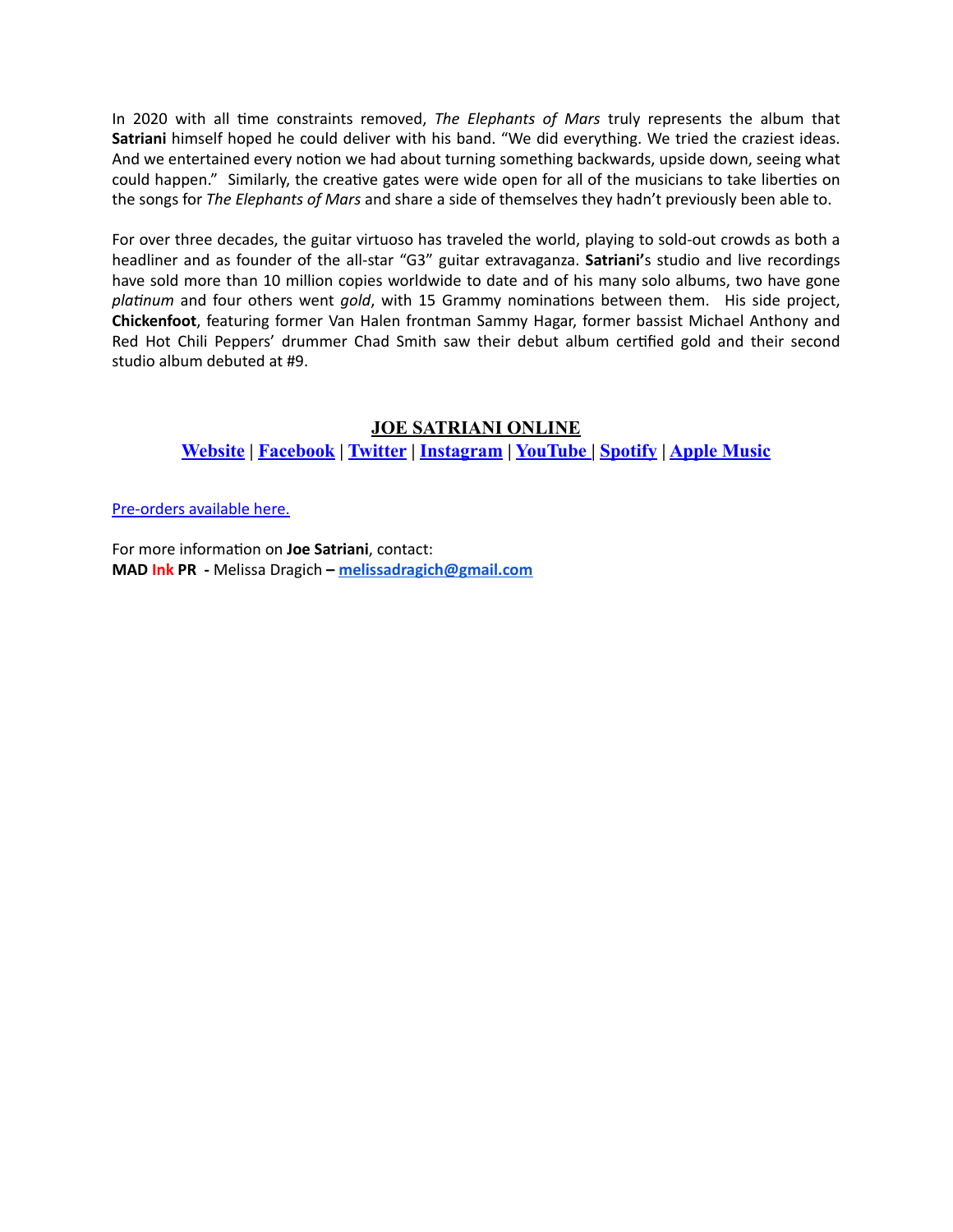In 2020 with all time constraints removed, *The Elephants of Mars* truly represents the album that **Satriani** himself hoped he could deliver with his band. "We did everything. We tried the craziest ideas. And we entertained every notion we had about turning something backwards, upside down, seeing what could happen." Similarly, the creative gates were wide open for all of the musicians to take liberties on the songs for *The Elephants of Mars* and share a side of themselves they hadn't previously been able to.

For over three decades, the guitar virtuoso has traveled the world, playing to sold-out crowds as both a headliner and as founder of the all-star "G3" guitar extravaganza. **Satriani'**s studio and live recordings have sold more than 10 million copies worldwide to date and of his many solo albums, two have gone *platinum* and four others went *gold*, with 15 Grammy nominations between them. His side project, **Chickenfoot**, featuring former Van Halen frontman Sammy Hagar, former bassist Michael Anthony and Red Hot Chili Peppers' drummer Chad Smith saw their debut album certified gold and their second studio album debuted at #9.

## JOE SATRIANI ONLINE

**Website** | **Facebook** | **Twitter** | **Instagram** | **YouTube** | **Spotify** | **Apple Music**

Pre-orders available here.

For more information on **Joe Satriani**, contact:
**MAD Ink PR** - Melissa Dragich – **melissadragich@gmail.com**